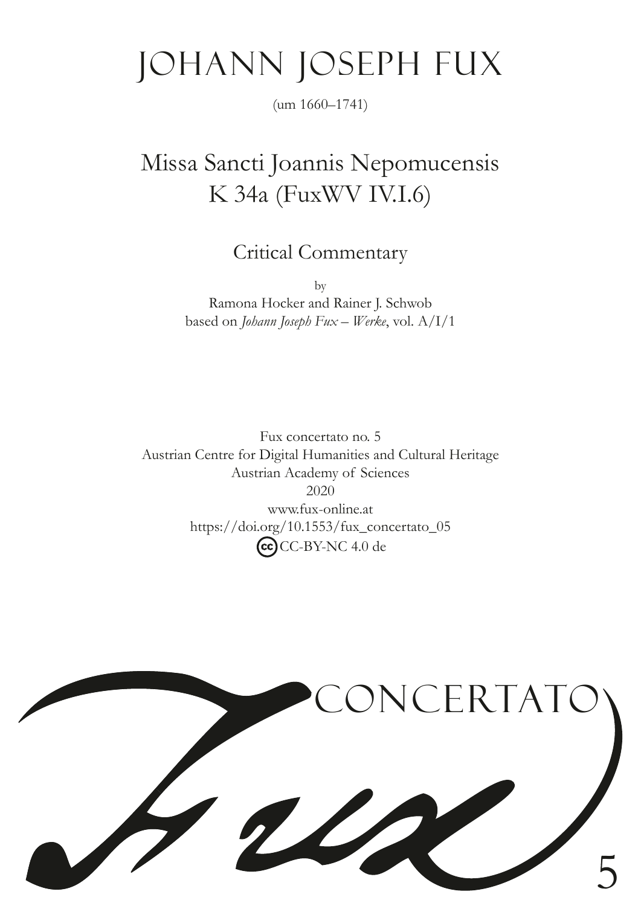# Johann Joseph Fux

(um 1660–1741)

## Missa Sancti Joannis Nepomucensis
## K 34a (FuxWV IV.I.6)

### Critical Commentary

by
Ramona Hocker and Rainer J. Schwob
based on *Johann Joseph Fux – Werke*, vol. A/I/1

Fux concertato no. 5
Austrian Centre for Digital Humanities and Cultural Heritage
Austrian Academy of Sciences
2020
www.fux-online.at
https://doi.org/10.1553/fux_concertato_05
CC-BY-NC 4.0 de

Fux CONCERTATO 5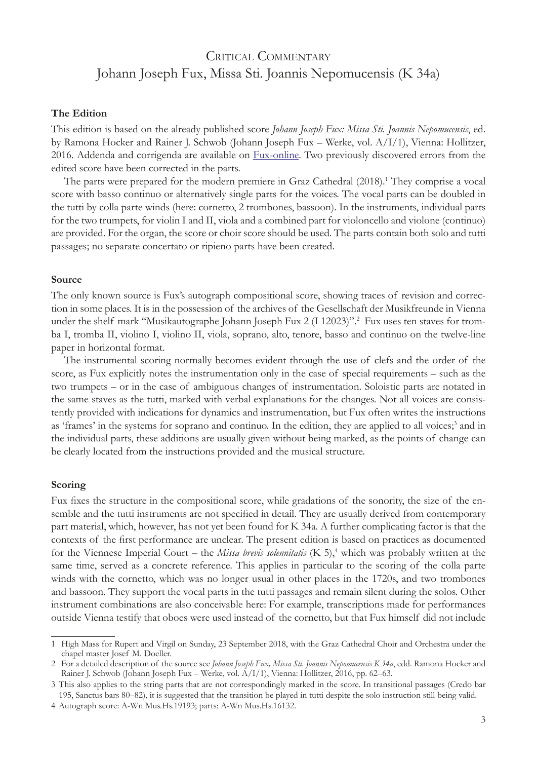# Critical Commentary
# Johann Joseph Fux, Missa Sti. Joannis Nepomucensis (K 34a)

### The Edition

This edition is based on the already published score *Johann Joseph Fux: Missa Sti. Joannis Nepomucensis*, ed. by Ramona Hocker and Rainer J. Schwob (Johann Joseph Fux – Werke, vol. A/I/1), Vienna: Hollitzer, 2016. Addenda and corrigenda are available on Fux-online. Two previously discovered errors from the edited score have been corrected in the parts.

The parts were prepared for the modern premiere in Graz Cathedral (2018).[1] They comprise a vocal score with basso continuo or alternatively single parts for the voices. The vocal parts can be doubled in the tutti by colla parte winds (here: cornetto, 2 trombones, bassoon). In the instruments, individual parts for the two trumpets, for violin I and II, viola and a combined part for violoncello and violone (continuo) are provided. For the organ, the score or choir score should be used. The parts contain both solo and tutti passages; no separate concertato or ripieno parts have been created.

### Source

The only known source is Fux's autograph compositional score, showing traces of revision and correction in some places. It is in the possession of the archives of the Gesellschaft der Musikfreunde in Vienna under the shelf mark "Musikautographe Johann Joseph Fux 2 (I 12023)".[2] Fux uses ten staves for tromba I, tromba II, violino I, violino II, viola, soprano, alto, tenore, basso and continuo on the twelve-line paper in horizontal format.

The instrumental scoring normally becomes evident through the use of clefs and the order of the score, as Fux explicitly notes the instrumentation only in the case of special requirements – such as the two trumpets – or in the case of ambiguous changes of instrumentation. Soloistic parts are notated in the same staves as the tutti, marked with verbal explanations for the changes. Not all voices are consistently provided with indications for dynamics and instrumentation, but Fux often writes the instructions as 'frames' in the systems for soprano and continuo. In the edition, they are applied to all voices;[3] and in the individual parts, these additions are usually given without being marked, as the points of change can be clearly located from the instructions provided and the musical structure.

### Scoring

Fux fixes the structure in the compositional score, while gradations of the sonority, the size of the ensemble and the tutti instruments are not specified in detail. They are usually derived from contemporary part material, which, however, has not yet been found for K 34a. A further complicating factor is that the contexts of the first performance are unclear. The present edition is based on practices as documented for the Viennese Imperial Court – the *Missa brevis solennitatis* (K 5),[4] which was probably written at the same time, served as a concrete reference. This applies in particular to the scoring of the colla parte winds with the cornetto, which was no longer usual in other places in the 1720s, and two trombones and bassoon. They support the vocal parts in the tutti passages and remain silent during the solos. Other instrument combinations are also conceivable here: For example, transcriptions made for performances outside Vienna testify that oboes were used instead of the cornetto, but that Fux himself did not include

---

1 High Mass for Rupert and Virgil on Sunday, 23 September 2018, with the Graz Cathedral Choir and Orchestra under the chapel master Josef M. Doeller.

2 For a detailed description of the source see *Johann Joseph Fux, Missa Sti. Joannis Nepomucensis K 34a*, edd. Ramona Hocker and Rainer J. Schwob (Johann Joseph Fux – Werke, vol. A/I/1), Vienna: Hollitzer, 2016, pp. 62–63.

3 This also applies to the string parts that are not correspondingly marked in the score. In transitional passages (Credo bar 195, Sanctus bars 80–82), it is suggested that the transition be played in tutti despite the solo instruction still being valid.

4 Autograph score: A-Wn Mus.Hs.19193; parts: A-Wn Mus.Hs.16132.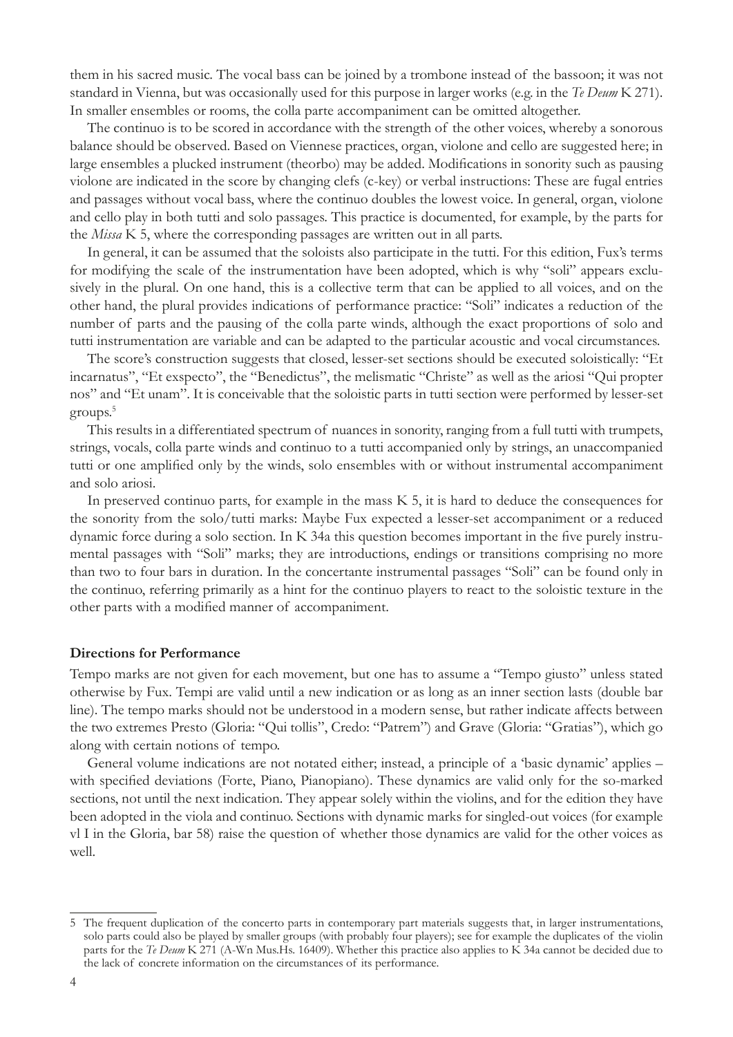them in his sacred music. The vocal bass can be joined by a trombone instead of the bassoon; it was not standard in Vienna, but was occasionally used for this purpose in larger works (e.g. in the *Te Deum* K 271). In smaller ensembles or rooms, the colla parte accompaniment can be omitted altogether.

The continuo is to be scored in accordance with the strength of the other voices, whereby a sonorous balance should be observed. Based on Viennese practices, organ, violone and cello are suggested here; in large ensembles a plucked instrument (theorbo) may be added. Modifications in sonority such as pausing violone are indicated in the score by changing clefs (c-key) or verbal instructions: These are fugal entries and passages without vocal bass, where the continuo doubles the lowest voice. In general, organ, violone and cello play in both tutti and solo passages. This practice is documented, for example, by the parts for the *Missa* K 5, where the corresponding passages are written out in all parts.

In general, it can be assumed that the soloists also participate in the tutti. For this edition, Fux's terms for modifying the scale of the instrumentation have been adopted, which is why "soli" appears exclusively in the plural. On one hand, this is a collective term that can be applied to all voices, and on the other hand, the plural provides indications of performance practice: "Soli" indicates a reduction of the number of parts and the pausing of the colla parte winds, although the exact proportions of solo and tutti instrumentation are variable and can be adapted to the particular acoustic and vocal circumstances.

The score's construction suggests that closed, lesser-set sections should be executed soloistically: "Et incarnatus", "Et exspecto", the "Benedictus", the melismatic "Christe" as well as the ariosi "Qui propter nos" and "Et unam". It is conceivable that the soloistic parts in tutti section were performed by lesser-set groups.[5]

This results in a differentiated spectrum of nuances in sonority, ranging from a full tutti with trumpets, strings, vocals, colla parte winds and continuo to a tutti accompanied only by strings, an unaccompanied tutti or one amplified only by the winds, solo ensembles with or without instrumental accompaniment and solo ariosi.

In preserved continuo parts, for example in the mass K 5, it is hard to deduce the consequences for the sonority from the solo/tutti marks: Maybe Fux expected a lesser-set accompaniment or a reduced dynamic force during a solo section. In K 34a this question becomes important in the five purely instrumental passages with "Soli" marks; they are introductions, endings or transitions comprising no more than two to four bars in duration. In the concertante instrumental passages "Soli" can be found only in the continuo, referring primarily as a hint for the continuo players to react to the soloistic texture in the other parts with a modified manner of accompaniment.

**Directions for Performance**

Tempo marks are not given for each movement, but one has to assume a "Tempo giusto" unless stated otherwise by Fux. Tempi are valid until a new indication or as long as an inner section lasts (double bar line). The tempo marks should not be understood in a modern sense, but rather indicate affects between the two extremes Presto (Gloria: "Qui tollis", Credo: "Patrem") and Grave (Gloria: "Gratias"), which go along with certain notions of tempo.

General volume indications are not notated either; instead, a principle of a 'basic dynamic' applies – with specified deviations (Forte, Piano, Pianopiano). These dynamics are valid only for the so-marked sections, not until the next indication. They appear solely within the violins, and for the edition they have been adopted in the viola and continuo. Sections with dynamic marks for singled-out voices (for example vl I in the Gloria, bar 58) raise the question of whether those dynamics are valid for the other voices as well.

---

5 The frequent duplication of the concerto parts in contemporary part materials suggests that, in larger instrumentations, solo parts could also be played by smaller groups (with probably four players); see for example the duplicates of the violin parts for the *Te Deum* K 271 (A-Wn Mus.Hs. 16409). Whether this practice also applies to K 34a cannot be decided due to the lack of concrete information on the circumstances of its performance.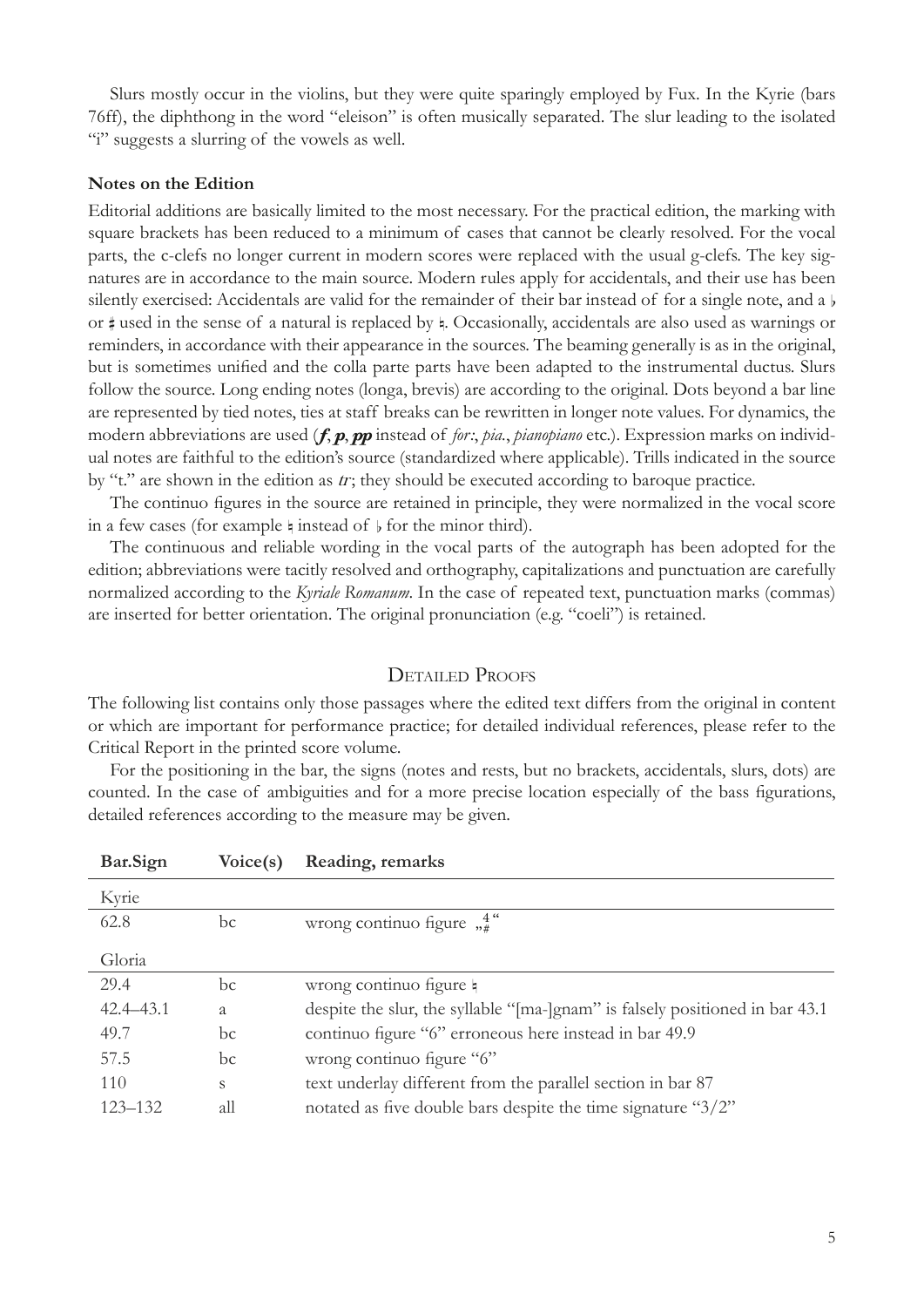Slurs mostly occur in the violins, but they were quite sparingly employed by Fux. In the Kyrie (bars 76ff), the diphthong in the word "eleison" is often musically separated. The slur leading to the isolated "i" suggests a slurring of the vowels as well.

**Notes on the Edition**

Editorial additions are basically limited to the most necessary. For the practical edition, the marking with square brackets has been reduced to a minimum of cases that cannot be clearly resolved. For the vocal parts, the c-clefs no longer current in modern scores were replaced with the usual g-clefs. The key signatures are in accordance to the main source. Modern rules apply for accidentals, and their use has been silently exercised: Accidentals are valid for the remainder of their bar instead of for a single note, and a ♭ or ♯ used in the sense of a natural is replaced by ♮. Occasionally, accidentals are also used as warnings or reminders, in accordance with their appearance in the sources. The beaming generally is as in the original, but is sometimes unified and the colla parte parts have been adapted to the instrumental ductus. Slurs follow the source. Long ending notes (longa, brevis) are according to the original. Dots beyond a bar line are represented by tied notes, ties at staff breaks can be rewritten in longer note values. For dynamics, the modern abbreviations are used (***f***, ***p***, ***pp*** instead of *for:*, *pia.*, *pianopiano* etc.). Expression marks on individual notes are faithful to the edition's source (standardized where applicable). Trills indicated in the source by "t." are shown in the edition as *tr*; they should be executed according to baroque practice.

The continuo figures in the source are retained in principle, they were normalized in the vocal score in a few cases (for example ♮ instead of ♭ for the minor third).

The continuous and reliable wording in the vocal parts of the autograph has been adopted for the edition; abbreviations were tacitly resolved and orthography, capitalizations and punctuation are carefully normalized according to the *Kyriale Romanum*. In the case of repeated text, punctuation marks (commas) are inserted for better orientation. The original pronunciation (e.g. "coeli") is retained.

## Detailed Proofs

The following list contains only those passages where the edited text differs from the original in content or which are important for performance practice; for detailed individual references, please refer to the Critical Report in the printed score volume.

For the positioning in the bar, the signs (notes and rests, but no brackets, accidentals, slurs, dots) are counted. In the case of ambiguities and for a more precise location especially of the bass figurations, detailed references according to the measure may be given.

| Bar.Sign | Voice(s) | Reading, remarks |
|---|---|---|
| Kyrie | | |
| 62.8 | bc | wrong continuo figure „$^{4}_{\sharp}$" |
| Gloria | | |
| 29.4 | bc | wrong continuo figure ♮ |
| 42.4–43.1 | a | despite the slur, the syllable "[ma-]gnam" is falsely positioned in bar 43.1 |
| 49.7 | bc | continuo figure "6" erroneous here instead in bar 49.9 |
| 57.5 | bc | wrong continuo figure "6" |
| 110 | s | text underlay different from the parallel section in bar 87 |
| 123–132 | all | notated as five double bars despite the time signature "3/2" |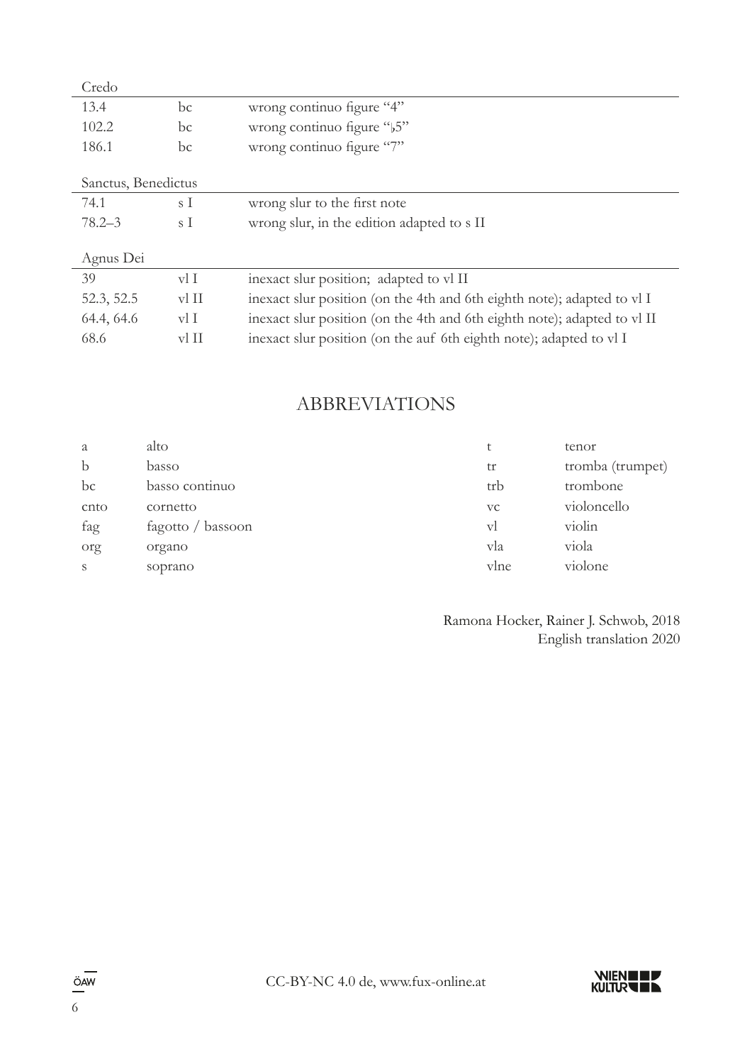| Credo | | |
|---|---|---|
| 13.4 | bc | wrong continuo figure “4” |
| 102.2 | bc | wrong continuo figure “♭5” |
| 186.1 | bc | wrong continuo figure “7” |

| Sanctus, Benedictus | | |
|---|---|---|
| 74.1 | s I | wrong slur to the first note |
| 78.2–3 | s I | wrong slur, in the edition adapted to s II |

| Agnus Dei | | |
|---|---|---|
| 39 | vl I | inexact slur position; adapted to vl II |
| 52.3, 52.5 | vl II | inexact slur position (on the 4th and 6th eighth note); adapted to vl I |
| 64.4, 64.6 | vl I | inexact slur position (on the 4th and 6th eighth note); adapted to vl II |
| 68.6 | vl II | inexact slur position (on the auf 6th eighth note); adapted to vl I |

## ABBREVIATIONS

| | | | |
|---|---|---|---|
| a | alto | t | tenor |
| b | basso | tr | tromba (trumpet) |
| bc | basso continuo | trb | trombone |
| cnto | cornetto | vc | violoncello |
| fag | fagotto / bassoon | vl | violin |
| org | organo | vla | viola |
| s | soprano | vlne | violone |

Ramona Hocker, Rainer J. Schwob, 2018
English translation 2020

CC-BY-NC 4.0 de, www.fux-online.at